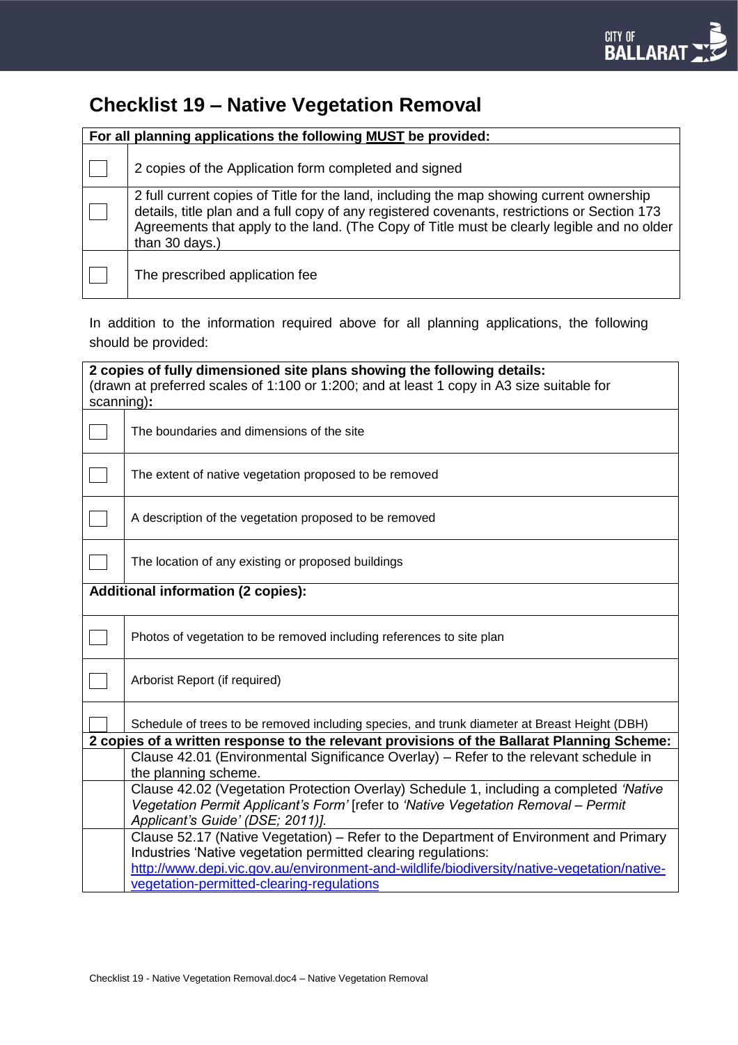# Checklist 19 – Native Vegetation Removal

| For all planning applications the following **MUST** be provided: | |
|---|---|
| ☐ | 2 copies of the Application form completed and signed |
| ☐ | 2 full current copies of Title for the land, including the map showing current ownership details, title plan and a full copy of any registered covenants, restrictions or Section 173 Agreements that apply to the land. (The Copy of Title must be clearly legible and no older than 30 days.) |
| ☐ | The prescribed application fee |

In addition to the information required above for all planning applications, the following should be provided:

| **2 copies of fully dimensioned site plans showing the following details:** (drawn at preferred scales of 1:100 or 1:200; and at least 1 copy in A3 size suitable for scanning)**:** | |
|---|---|
| ☐ | The boundaries and dimensions of the site |
| ☐ | The extent of native vegetation proposed to be removed |
| ☐ | A description of the vegetation proposed to be removed |
| ☐ | The location of any existing or proposed buildings |
| **Additional information (2 copies):** | |
| ☐ | Photos of vegetation to be removed including references to site plan |
| ☐ | Arborist Report (if required) |
| ☐ | Schedule of trees to be removed including species, and trunk diameter at Breast Height (DBH) |
| **2 copies of a written response to the relevant provisions of the Ballarat Planning Scheme:** | |
| | Clause 42.01 (Environmental Significance Overlay) – Refer to the relevant schedule in the planning scheme. |
| | Clause 42.02 (Vegetation Protection Overlay) Schedule 1, including a completed *'Native Vegetation Permit Applicant's Form'* [refer to *'Native Vegetation Removal – Permit Applicant's Guide' (DSE; 2011)]*. |
| | Clause 52.17 (Native Vegetation) – Refer to the Department of Environment and Primary Industries 'Native vegetation permitted clearing regulations: http://www.depi.vic.gov.au/environment-and-wildlife/biodiversity/native-vegetation/native-vegetation-permitted-clearing-regulations |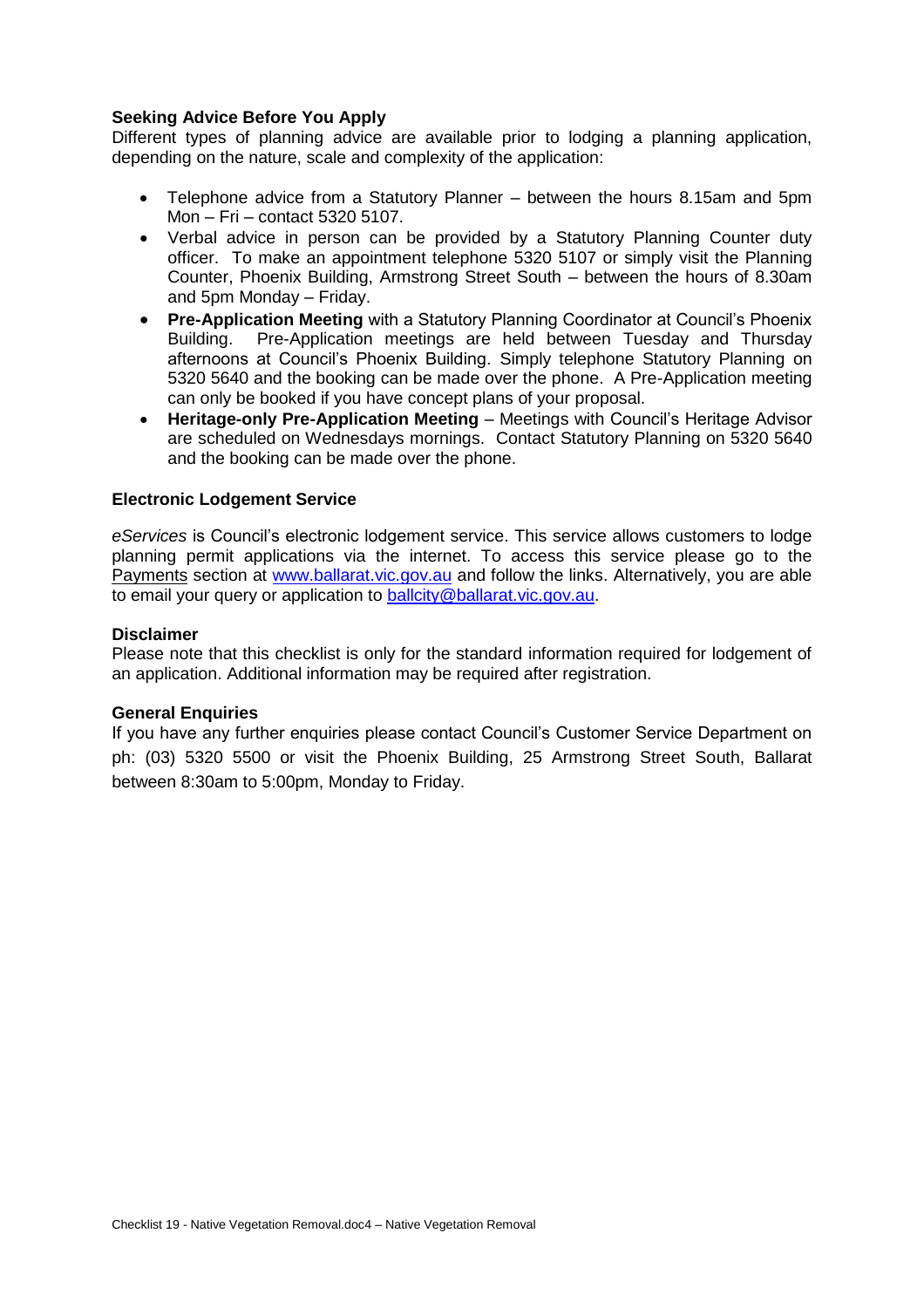**Seeking Advice Before You Apply**

Different types of planning advice are available prior to lodging a planning application, depending on the nature, scale and complexity of the application:

- Telephone advice from a Statutory Planner – between the hours 8.15am and 5pm Mon – Fri – contact 5320 5107.
- Verbal advice in person can be provided by a Statutory Planning Counter duty officer. To make an appointment telephone 5320 5107 or simply visit the Planning Counter, Phoenix Building, Armstrong Street South – between the hours of 8.30am and 5pm Monday – Friday.
- **Pre-Application Meeting** with a Statutory Planning Coordinator at Council's Phoenix Building. Pre-Application meetings are held between Tuesday and Thursday afternoons at Council's Phoenix Building. Simply telephone Statutory Planning on 5320 5640 and the booking can be made over the phone. A Pre-Application meeting can only be booked if you have concept plans of your proposal.
- **Heritage-only Pre-Application Meeting** – Meetings with Council's Heritage Advisor are scheduled on Wednesdays mornings. Contact Statutory Planning on 5320 5640 and the booking can be made over the phone.

**Electronic Lodgement Service**

*eServices* is Council's electronic lodgement service. This service allows customers to lodge planning permit applications via the internet. To access this service please go to the Payments section at www.ballarat.vic.gov.au and follow the links. Alternatively, you are able to email your query or application to ballcity@ballarat.vic.gov.au.

**Disclaimer**

Please note that this checklist is only for the standard information required for lodgement of an application. Additional information may be required after registration.

**General Enquiries**

If you have any further enquiries please contact Council's Customer Service Department on ph: (03) 5320 5500 or visit the Phoenix Building, 25 Armstrong Street South, Ballarat between 8:30am to 5:00pm, Monday to Friday.